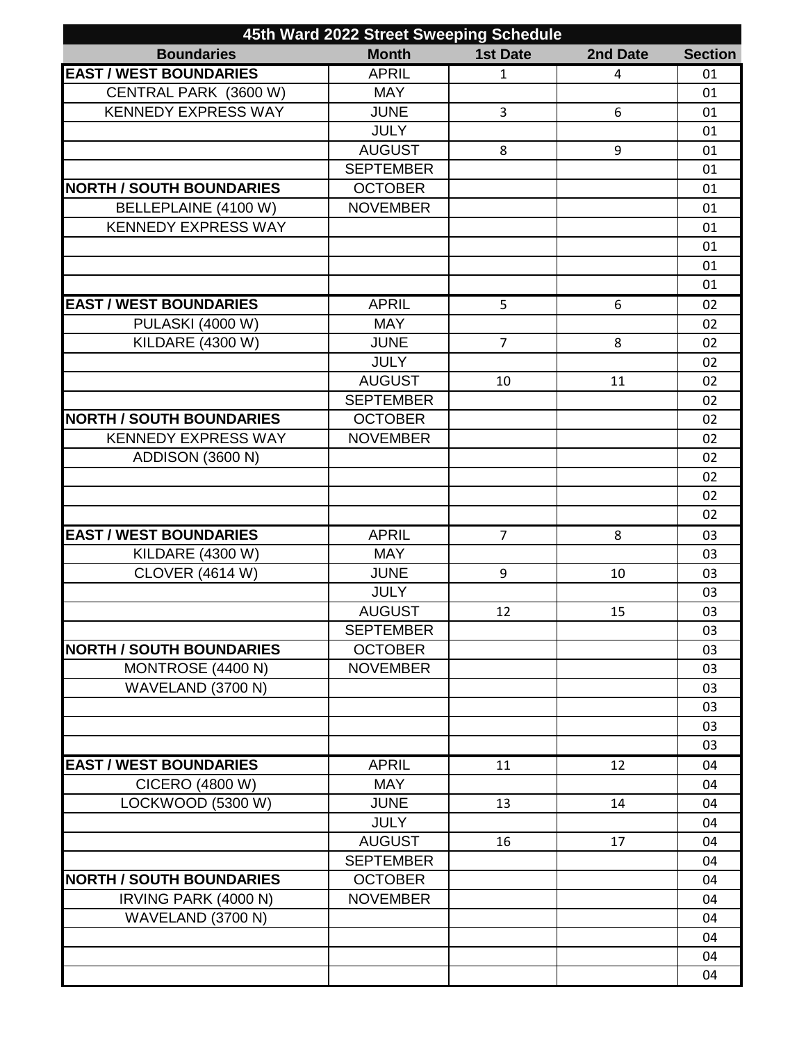| 45th Ward 2022 Street Sweeping Schedule | | | | |
|---|---|---|---|---|
| **Boundaries** | **Month** | **1st Date** | **2nd Date** | **Section** |
| **EAST / WEST BOUNDARIES** | APRIL | 1 | 4 | 01 |
| CENTRAL PARK (3600 W) | MAY | | | 01 |
| KENNEDY EXPRESS WAY | JUNE | 3 | 6 | 01 |
| | JULY | | | 01 |
| | AUGUST | 8 | 9 | 01 |
| | SEPTEMBER | | | 01 |
| **NORTH / SOUTH BOUNDARIES** | OCTOBER | | | 01 |
| BELLEPLAINE (4100 W) | NOVEMBER | | | 01 |
| KENNEDY EXPRESS WAY | | | | 01 |
| | | | | 01 |
| | | | | 01 |
| | | | | 01 |
| **EAST / WEST BOUNDARIES** | APRIL | 5 | 6 | 02 |
| PULASKI (4000 W) | MAY | | | 02 |
| KILDARE (4300 W) | JUNE | 7 | 8 | 02 |
| | JULY | | | 02 |
| | AUGUST | 10 | 11 | 02 |
| | SEPTEMBER | | | 02 |
| **NORTH / SOUTH BOUNDARIES** | OCTOBER | | | 02 |
| KENNEDY EXPRESS WAY | NOVEMBER | | | 02 |
| ADDISON (3600 N) | | | | 02 |
| | | | | 02 |
| | | | | 02 |
| | | | | 02 |
| **EAST / WEST BOUNDARIES** | APRIL | 7 | 8 | 03 |
| KILDARE (4300 W) | MAY | | | 03 |
| CLOVER (4614 W) | JUNE | 9 | 10 | 03 |
| | JULY | | | 03 |
| | AUGUST | 12 | 15 | 03 |
| | SEPTEMBER | | | 03 |
| **NORTH / SOUTH BOUNDARIES** | OCTOBER | | | 03 |
| MONTROSE (4400 N) | NOVEMBER | | | 03 |
| WAVELAND (3700 N) | | | | 03 |
| | | | | 03 |
| | | | | 03 |
| | | | | 03 |
| **EAST / WEST BOUNDARIES** | APRIL | 11 | 12 | 04 |
| CICERO (4800 W) | MAY | | | 04 |
| LOCKWOOD (5300 W) | JUNE | 13 | 14 | 04 |
| | JULY | | | 04 |
| | AUGUST | 16 | 17 | 04 |
| | SEPTEMBER | | | 04 |
| **NORTH / SOUTH BOUNDARIES** | OCTOBER | | | 04 |
| IRVING PARK (4000 N) | NOVEMBER | | | 04 |
| WAVELAND (3700 N) | | | | 04 |
| | | | | 04 |
| | | | | 04 |
| | | | | 04 |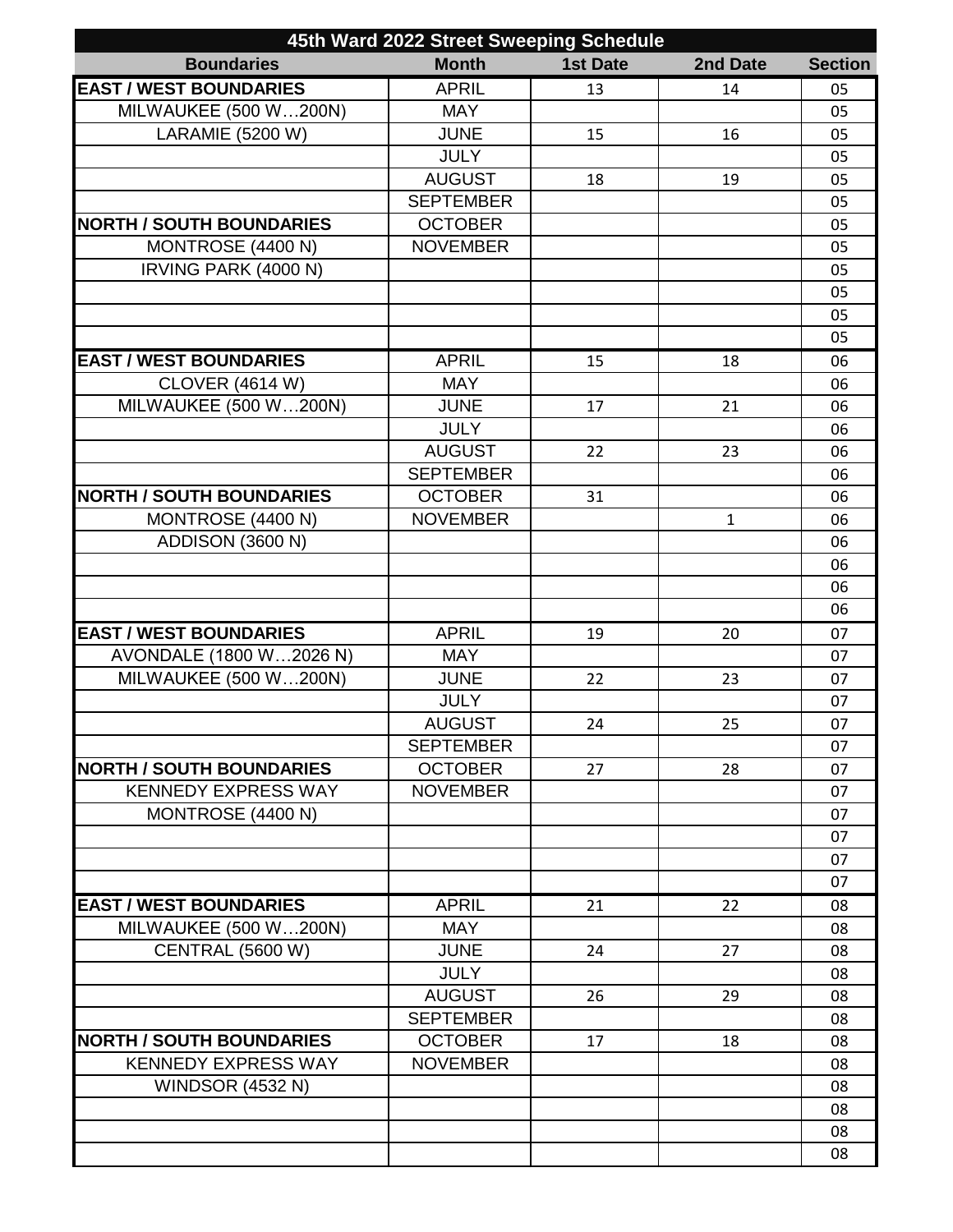| 45th Ward 2022 Street Sweeping Schedule | | | | |
|---|---|---|---|---|
| **Boundaries** | **Month** | **1st Date** | **2nd Date** | **Section** |
| **EAST / WEST BOUNDARIES** | APRIL | 13 | 14 | 05 |
| MILWAUKEE (500 W…200N) | MAY | | | 05 |
| LARAMIE (5200 W) | JUNE | 15 | 16 | 05 |
| | JULY | | | 05 |
| | AUGUST | 18 | 19 | 05 |
| | SEPTEMBER | | | 05 |
| **NORTH / SOUTH BOUNDARIES** | OCTOBER | | | 05 |
| MONTROSE (4400 N) | NOVEMBER | | | 05 |
| IRVING PARK (4000 N) | | | | 05 |
| | | | | 05 |
| | | | | 05 |
| | | | | 05 |
| **EAST / WEST BOUNDARIES** | APRIL | 15 | 18 | 06 |
| CLOVER (4614 W) | MAY | | | 06 |
| MILWAUKEE (500 W…200N) | JUNE | 17 | 21 | 06 |
| | JULY | | | 06 |
| | AUGUST | 22 | 23 | 06 |
| | SEPTEMBER | | | 06 |
| **NORTH / SOUTH BOUNDARIES** | OCTOBER | 31 | | 06 |
| MONTROSE (4400 N) | NOVEMBER | | 1 | 06 |
| ADDISON (3600 N) | | | | 06 |
| | | | | 06 |
| | | | | 06 |
| | | | | 06 |
| **EAST / WEST BOUNDARIES** | APRIL | 19 | 20 | 07 |
| AVONDALE (1800 W…2026 N) | MAY | | | 07 |
| MILWAUKEE (500 W…200N) | JUNE | 22 | 23 | 07 |
| | JULY | | | 07 |
| | AUGUST | 24 | 25 | 07 |
| | SEPTEMBER | | | 07 |
| **NORTH / SOUTH BOUNDARIES** | OCTOBER | 27 | 28 | 07 |
| KENNEDY EXPRESS WAY | NOVEMBER | | | 07 |
| MONTROSE (4400 N) | | | | 07 |
| | | | | 07 |
| | | | | 07 |
| | | | | 07 |
| **EAST / WEST BOUNDARIES** | APRIL | 21 | 22 | 08 |
| MILWAUKEE (500 W…200N) | MAY | | | 08 |
| CENTRAL (5600 W) | JUNE | 24 | 27 | 08 |
| | JULY | | | 08 |
| | AUGUST | 26 | 29 | 08 |
| | SEPTEMBER | | | 08 |
| **NORTH / SOUTH BOUNDARIES** | OCTOBER | 17 | 18 | 08 |
| KENNEDY EXPRESS WAY | NOVEMBER | | | 08 |
| WINDSOR (4532 N) | | | | 08 |
| | | | | 08 |
| | | | | 08 |
| | | | | 08 |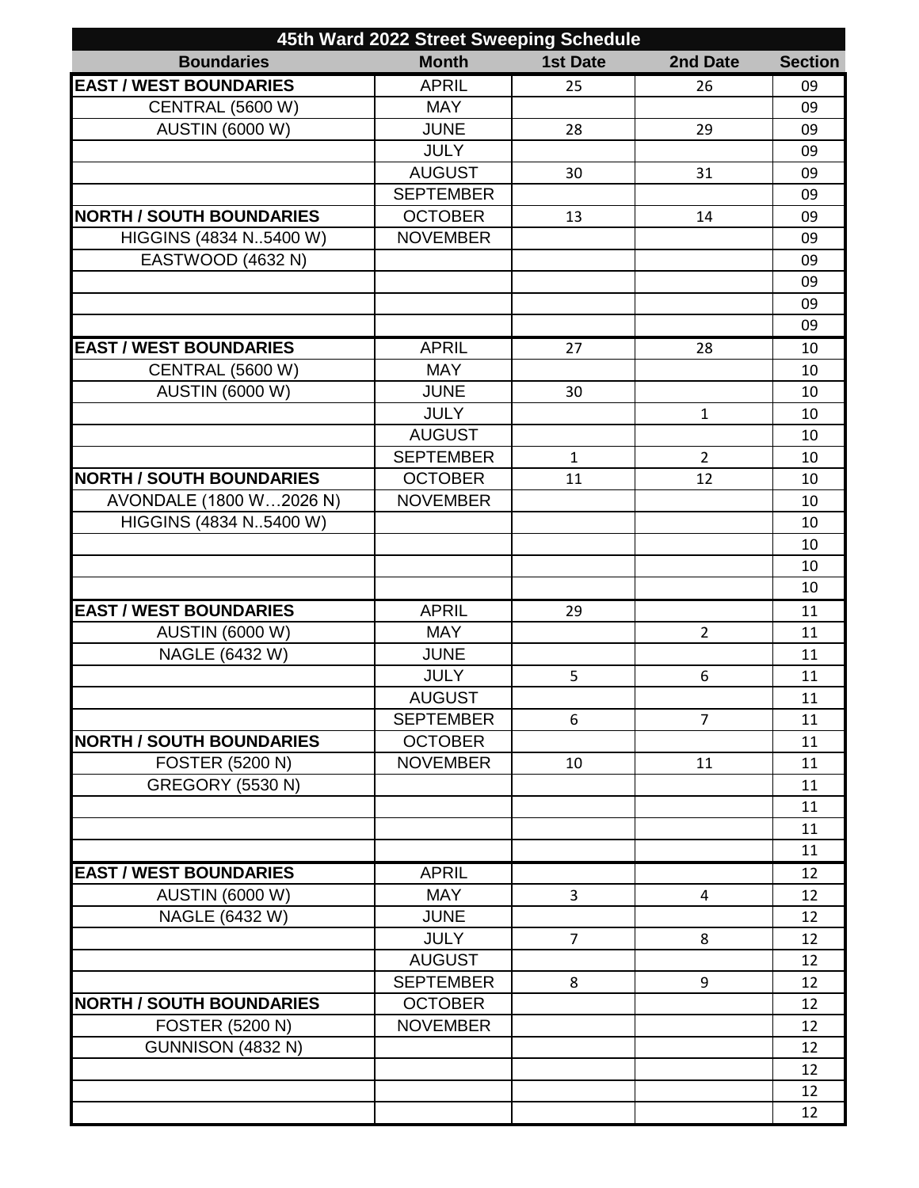| 45th Ward 2022 Street Sweeping Schedule | | | | |
|---|---|---|---|---|
| **Boundaries** | **Month** | **1st Date** | **2nd Date** | **Section** |
| **EAST / WEST BOUNDARIES** | APRIL | 25 | 26 | 09 |
| CENTRAL (5600 W) | MAY | | | 09 |
| AUSTIN (6000 W) | JUNE | 28 | 29 | 09 |
| | JULY | | | 09 |
| | AUGUST | 30 | 31 | 09 |
| | SEPTEMBER | | | 09 |
| **NORTH / SOUTH BOUNDARIES** | OCTOBER | 13 | 14 | 09 |
| HIGGINS (4834 N..5400 W) | NOVEMBER | | | 09 |
| EASTWOOD (4632 N) | | | | 09 |
| | | | | 09 |
| | | | | 09 |
| | | | | 09 |
| **EAST / WEST BOUNDARIES** | APRIL | 27 | 28 | 10 |
| CENTRAL (5600 W) | MAY | | | 10 |
| AUSTIN (6000 W) | JUNE | 30 | | 10 |
| | JULY | | 1 | 10 |
| | AUGUST | | | 10 |
| | SEPTEMBER | 1 | 2 | 10 |
| **NORTH / SOUTH BOUNDARIES** | OCTOBER | 11 | 12 | 10 |
| AVONDALE (1800 W…2026 N) | NOVEMBER | | | 10 |
| HIGGINS (4834 N..5400 W) | | | | 10 |
| | | | | 10 |
| | | | | 10 |
| | | | | 10 |
| **EAST / WEST BOUNDARIES** | APRIL | 29 | | 11 |
| AUSTIN (6000 W) | MAY | | 2 | 11 |
| NAGLE (6432 W) | JUNE | | | 11 |
| | JULY | 5 | 6 | 11 |
| | AUGUST | | | 11 |
| | SEPTEMBER | 6 | 7 | 11 |
| **NORTH / SOUTH BOUNDARIES** | OCTOBER | | | 11 |
| FOSTER (5200 N) | NOVEMBER | 10 | 11 | 11 |
| GREGORY (5530 N) | | | | 11 |
| | | | | 11 |
| | | | | 11 |
| | | | | 11 |
| **EAST / WEST BOUNDARIES** | APRIL | | | 12 |
| AUSTIN (6000 W) | MAY | 3 | 4 | 12 |
| NAGLE (6432 W) | JUNE | | | 12 |
| | JULY | 7 | 8 | 12 |
| | AUGUST | | | 12 |
| | SEPTEMBER | 8 | 9 | 12 |
| **NORTH / SOUTH BOUNDARIES** | OCTOBER | | | 12 |
| FOSTER (5200 N) | NOVEMBER | | | 12 |
| GUNNISON (4832 N) | | | | 12 |
| | | | | 12 |
| | | | | 12 |
| | | | | 12 |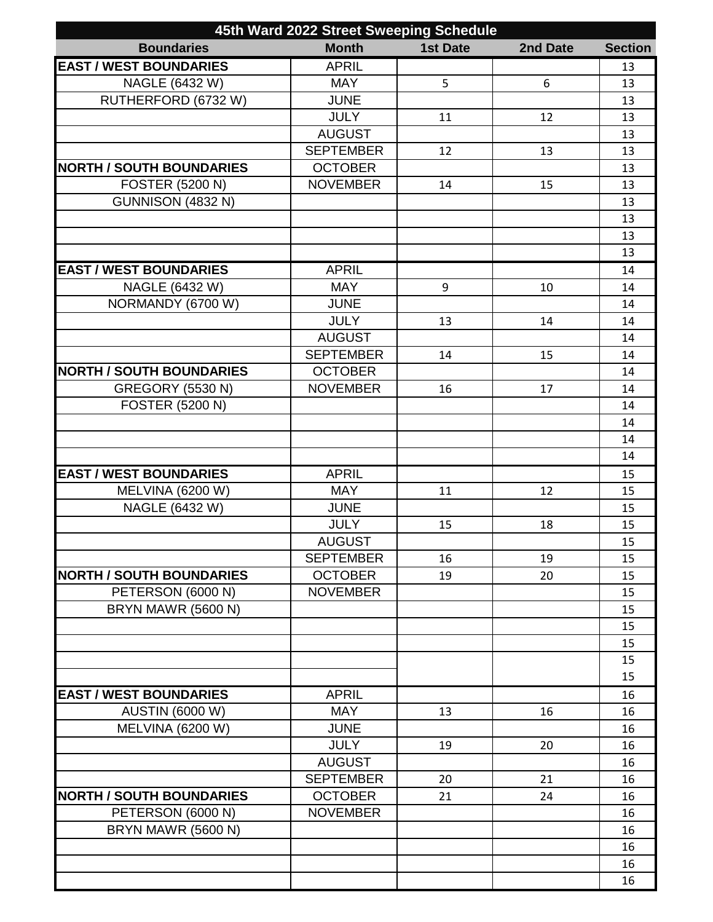| 45th Ward 2022 Street Sweeping Schedule | | | | |
|---|---|---|---|---|
| **Boundaries** | **Month** | **1st Date** | **2nd Date** | **Section** |
| **EAST / WEST BOUNDARIES** | APRIL | | | 13 |
| NAGLE (6432 W) | MAY | 5 | 6 | 13 |
| RUTHERFORD (6732 W) | JUNE | | | 13 |
| | JULY | 11 | 12 | 13 |
| | AUGUST | | | 13 |
| | SEPTEMBER | 12 | 13 | 13 |
| **NORTH / SOUTH BOUNDARIES** | OCTOBER | | | 13 |
| FOSTER (5200 N) | NOVEMBER | 14 | 15 | 13 |
| GUNNISON (4832 N) | | | | 13 |
| | | | | 13 |
| | | | | 13 |
| | | | | 13 |
| **EAST / WEST BOUNDARIES** | APRIL | | | 14 |
| NAGLE (6432 W) | MAY | 9 | 10 | 14 |
| NORMANDY (6700 W) | JUNE | | | 14 |
| | JULY | 13 | 14 | 14 |
| | AUGUST | | | 14 |
| | SEPTEMBER | 14 | 15 | 14 |
| **NORTH / SOUTH BOUNDARIES** | OCTOBER | | | 14 |
| GREGORY (5530 N) | NOVEMBER | 16 | 17 | 14 |
| FOSTER (5200 N) | | | | 14 |
| | | | | 14 |
| | | | | 14 |
| | | | | 14 |
| **EAST / WEST BOUNDARIES** | APRIL | | | 15 |
| MELVINA (6200 W) | MAY | 11 | 12 | 15 |
| NAGLE (6432 W) | JUNE | | | 15 |
| | JULY | 15 | 18 | 15 |
| | AUGUST | | | 15 |
| | SEPTEMBER | 16 | 19 | 15 |
| **NORTH / SOUTH BOUNDARIES** | OCTOBER | 19 | 20 | 15 |
| PETERSON (6000 N) | NOVEMBER | | | 15 |
| BRYN MAWR (5600 N) | | | | 15 |
| | | | | 15 |
| | | | | 15 |
| | | | | 15 |
| | | | | 15 |
| **EAST / WEST BOUNDARIES** | APRIL | | | 16 |
| AUSTIN (6000 W) | MAY | 13 | 16 | 16 |
| MELVINA (6200 W) | JUNE | | | 16 |
| | JULY | 19 | 20 | 16 |
| | AUGUST | | | 16 |
| | SEPTEMBER | 20 | 21 | 16 |
| **NORTH / SOUTH BOUNDARIES** | OCTOBER | 21 | 24 | 16 |
| PETERSON (6000 N) | NOVEMBER | | | 16 |
| BRYN MAWR (5600 N) | | | | 16 |
| | | | | 16 |
| | | | | 16 |
| | | | | 16 |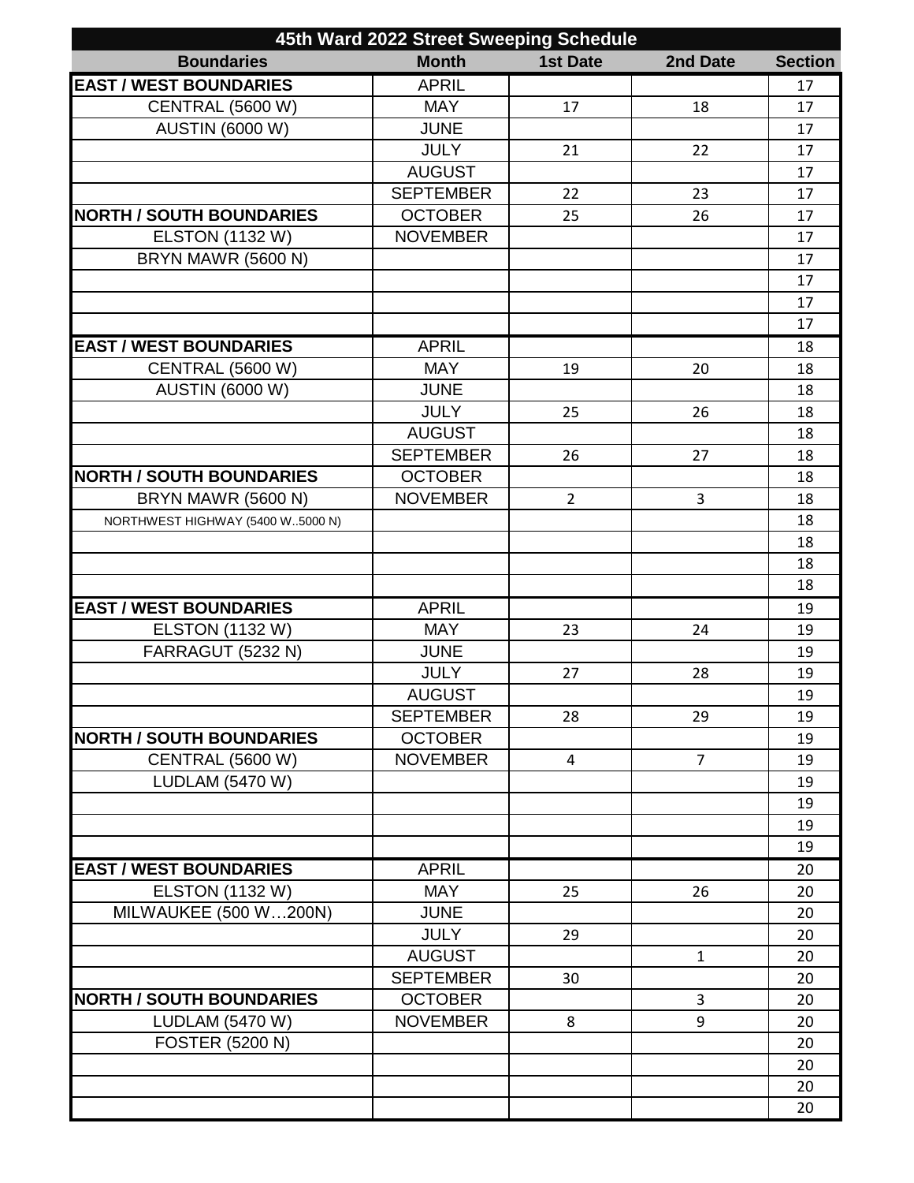| 45th Ward 2022 Street Sweeping Schedule | | | | |
|---|---|---|---|---|
| **Boundaries** | **Month** | **1st Date** | **2nd Date** | **Section** |
| **EAST / WEST BOUNDARIES** | APRIL | | | 17 |
| CENTRAL (5600 W) | MAY | 17 | 18 | 17 |
| AUSTIN (6000 W) | JUNE | | | 17 |
| | JULY | 21 | 22 | 17 |
| | AUGUST | | | 17 |
| | SEPTEMBER | 22 | 23 | 17 |
| **NORTH / SOUTH BOUNDARIES** | OCTOBER | 25 | 26 | 17 |
| ELSTON (1132 W) | NOVEMBER | | | 17 |
| BRYN MAWR (5600 N) | | | | 17 |
| | | | | 17 |
| | | | | 17 |
| | | | | 17 |
| **EAST / WEST BOUNDARIES** | APRIL | | | 18 |
| CENTRAL (5600 W) | MAY | 19 | 20 | 18 |
| AUSTIN (6000 W) | JUNE | | | 18 |
| | JULY | 25 | 26 | 18 |
| | AUGUST | | | 18 |
| | SEPTEMBER | 26 | 27 | 18 |
| **NORTH / SOUTH BOUNDARIES** | OCTOBER | | | 18 |
| BRYN MAWR (5600 N) | NOVEMBER | 2 | 3 | 18 |
| NORTHWEST HIGHWAY (5400 W..5000 N) | | | | 18 |
| | | | | 18 |
| | | | | 18 |
| | | | | 18 |
| **EAST / WEST BOUNDARIES** | APRIL | | | 19 |
| ELSTON (1132 W) | MAY | 23 | 24 | 19 |
| FARRAGUT (5232 N) | JUNE | | | 19 |
| | JULY | 27 | 28 | 19 |
| | AUGUST | | | 19 |
| | SEPTEMBER | 28 | 29 | 19 |
| **NORTH / SOUTH BOUNDARIES** | OCTOBER | | | 19 |
| CENTRAL (5600 W) | NOVEMBER | 4 | 7 | 19 |
| LUDLAM (5470 W) | | | | 19 |
| | | | | 19 |
| | | | | 19 |
| | | | | 19 |
| **EAST / WEST BOUNDARIES** | APRIL | | | 20 |
| ELSTON (1132 W) | MAY | 25 | 26 | 20 |
| MILWAUKEE (500 W…200N) | JUNE | | | 20 |
| | JULY | 29 | | 20 |
| | AUGUST | | 1 | 20 |
| | SEPTEMBER | 30 | | 20 |
| **NORTH / SOUTH BOUNDARIES** | OCTOBER | | 3 | 20 |
| LUDLAM (5470 W) | NOVEMBER | 8 | 9 | 20 |
| FOSTER (5200 N) | | | | 20 |
| | | | | 20 |
| | | | | 20 |
| | | | | 20 |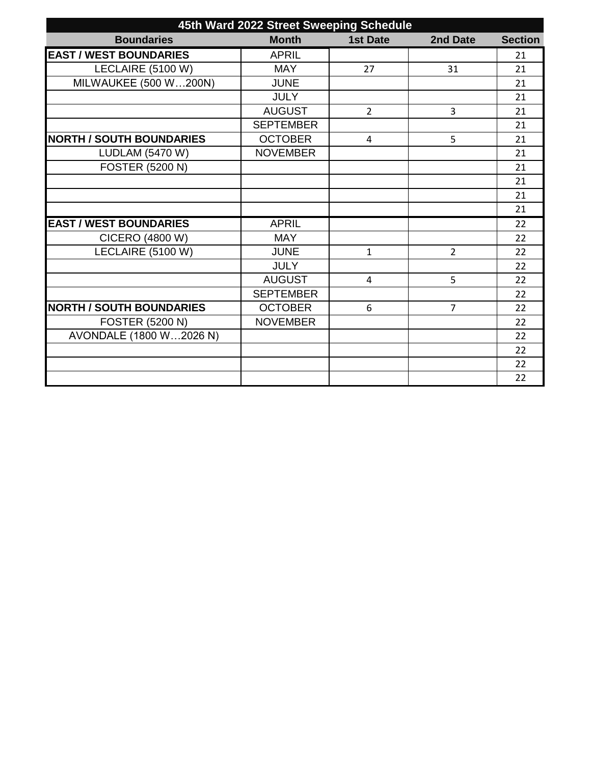| 45th Ward 2022 Street Sweeping Schedule | | | | |
|---|---|---|---|---|
| **Boundaries** | **Month** | **1st Date** | **2nd Date** | **Section** |
| **EAST / WEST BOUNDARIES** | APRIL | | | 21 |
| LECLAIRE (5100 W) | MAY | 27 | 31 | 21 |
| MILWAUKEE (500 W…200N) | JUNE | | | 21 |
| | JULY | | | 21 |
| | AUGUST | 2 | 3 | 21 |
| | SEPTEMBER | | | 21 |
| **NORTH / SOUTH BOUNDARIES** | OCTOBER | 4 | 5 | 21 |
| LUDLAM (5470 W) | NOVEMBER | | | 21 |
| FOSTER (5200 N) | | | | 21 |
| | | | | 21 |
| | | | | 21 |
| | | | | 21 |
| **EAST / WEST BOUNDARIES** | APRIL | | | 22 |
| CICERO (4800 W) | MAY | | | 22 |
| LECLAIRE (5100 W) | JUNE | 1 | 2 | 22 |
| | JULY | | | 22 |
| | AUGUST | 4 | 5 | 22 |
| | SEPTEMBER | | | 22 |
| **NORTH / SOUTH BOUNDARIES** | OCTOBER | 6 | 7 | 22 |
| FOSTER (5200 N) | NOVEMBER | | | 22 |
| AVONDALE (1800 W…2026 N) | | | | 22 |
| | | | | 22 |
| | | | | 22 |
| | | | | 22 |